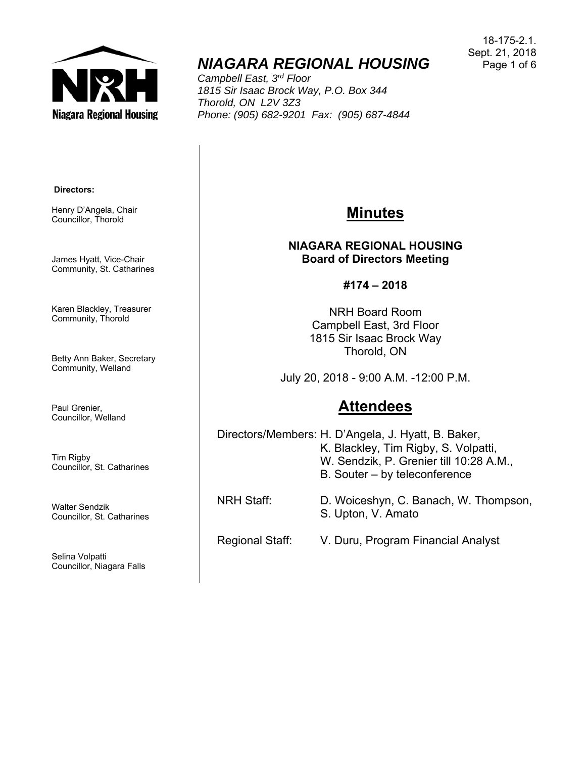# NIAGARA REGIONAL HOUSING

*Campbell East, 3rd Floor*
*1815 Sir Isaac Brock Way, P.O. Box 344*
*Thorold, ON L2V 3Z3*
*Phone: (905) 682-9201 Fax: (905) 687-4844*

18-175-2.1.
Sept. 21, 2018

**Directors:**

Henry D'Angela, Chair
Councillor, Thorold

James Hyatt, Vice-Chair
Community, St. Catharines

Karen Blackley, Treasurer
Community, Thorold

Betty Ann Baker, Secretary
Community, Welland

Paul Grenier,
Councillor, Welland

Tim Rigby
Councillor, St. Catharines

Walter Sendzik
Councillor, St. Catharines

Selina Volpatti
Councillor, Niagara Falls

## Minutes

**NIAGARA REGIONAL HOUSING**
**Board of Directors Meeting**

**#174 – 2018**

NRH Board Room
Campbell East, 3rd Floor
1815 Sir Isaac Brock Way
Thorold, ON

July 20, 2018 - 9:00 A.M. -12:00 P.M.

## Attendees

Directors/Members: H. D'Angela, J. Hyatt, B. Baker, K. Blackley, Tim Rigby, S. Volpatti, W. Sendzik, P. Grenier till 10:28 A.M., B. Souter – by teleconference

NRH Staff: D. Woiceshyn, C. Banach, W. Thompson, S. Upton, V. Amato

Regional Staff: V. Duru, Program Financial Analyst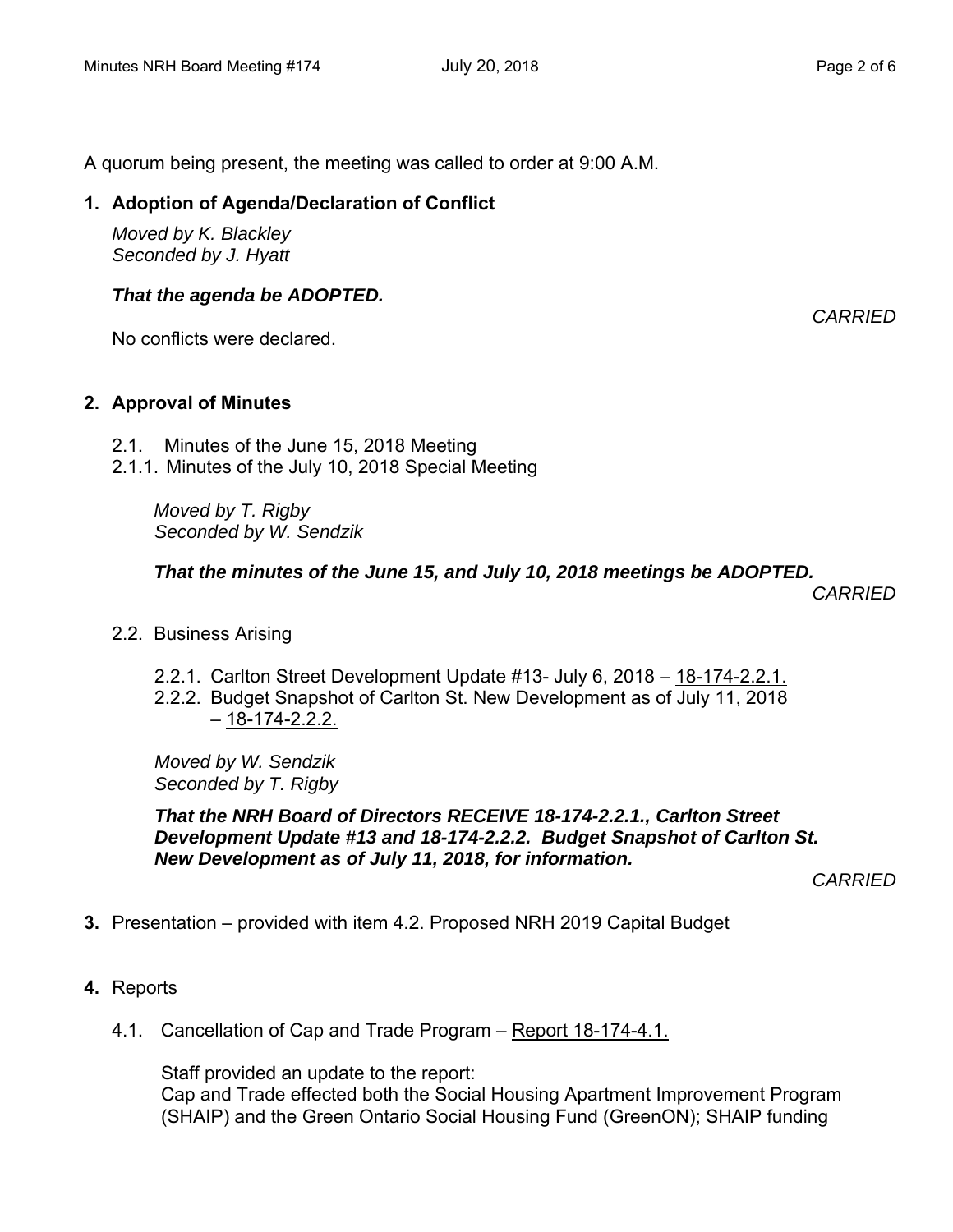A quorum being present, the meeting was called to order at 9:00 A.M.

**1. Adoption of Agenda/Declaration of Conflict**

*Moved by K. Blackley*
*Seconded by J. Hyatt*

***That the agenda be ADOPTED.***

*CARRIED*

No conflicts were declared.

**2. Approval of Minutes**

2.1. Minutes of the June 15, 2018 Meeting
2.1.1. Minutes of the July 10, 2018 Special Meeting

*Moved by T. Rigby*
*Seconded by W. Sendzik*

***That the minutes of the June 15, and July 10, 2018 meetings be ADOPTED.***

*CARRIED*

2.2. Business Arising

2.2.1. Carlton Street Development Update #13- July 6, 2018 – 18-174-2.2.1.
2.2.2. Budget Snapshot of Carlton St. New Development as of July 11, 2018 – 18-174-2.2.2.

*Moved by W. Sendzik*
*Seconded by T. Rigby*

***That the NRH Board of Directors RECEIVE 18-174-2.2.1., Carlton Street Development Update #13 and 18-174-2.2.2. Budget Snapshot of Carlton St. New Development as of July 11, 2018, for information.***

*CARRIED*

**3.** Presentation – provided with item 4.2. Proposed NRH 2019 Capital Budget

**4.** Reports

4.1. Cancellation of Cap and Trade Program – Report 18-174-4.1.

Staff provided an update to the report:
Cap and Trade effected both the Social Housing Apartment Improvement Program (SHAIP) and the Green Ontario Social Housing Fund (GreenON); SHAIP funding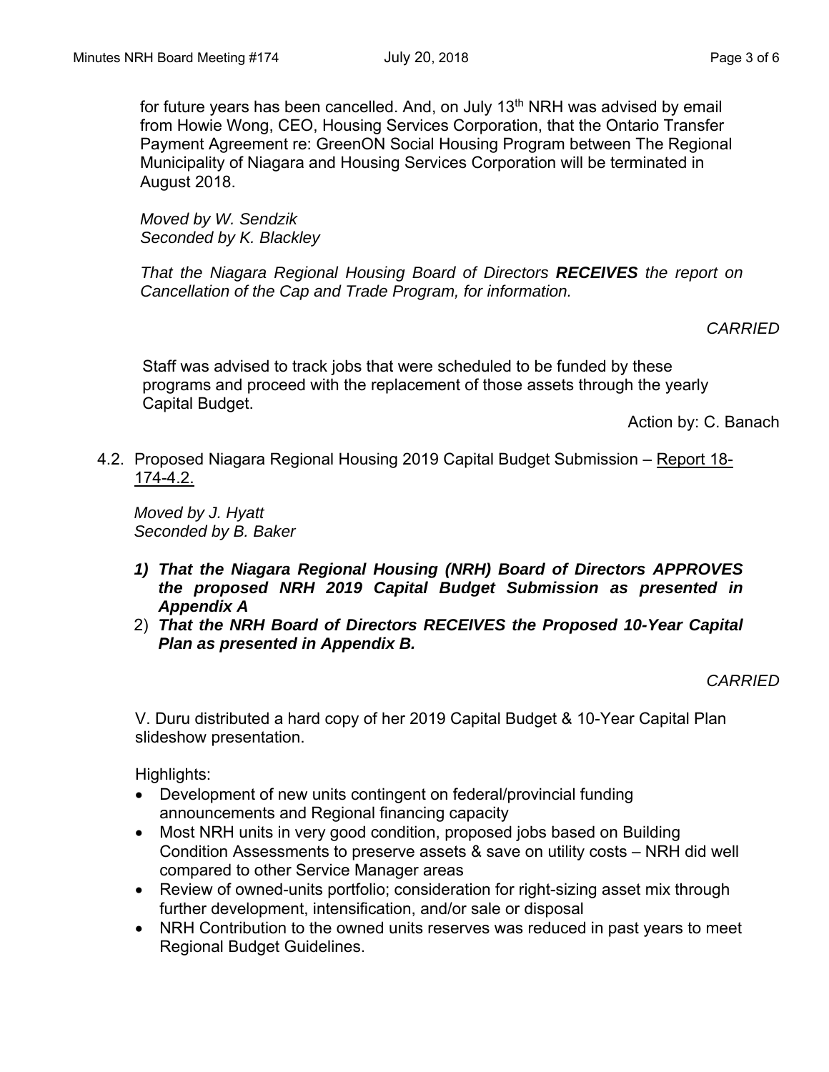for future years has been cancelled. And, on July 13th NRH was advised by email from Howie Wong, CEO, Housing Services Corporation, that the Ontario Transfer Payment Agreement re: GreenON Social Housing Program between The Regional Municipality of Niagara and Housing Services Corporation will be terminated in August 2018.

*Moved by W. Sendzik*
*Seconded by K. Blackley*

*That the Niagara Regional Housing Board of Directors **RECEIVES** the report on Cancellation of the Cap and Trade Program, for information.*

*CARRIED*

Staff was advised to track jobs that were scheduled to be funded by these programs and proceed with the replacement of those assets through the yearly Capital Budget.

Action by: C. Banach

4.2. Proposed Niagara Regional Housing 2019 Capital Budget Submission – Report 18-174-4.2.

*Moved by J. Hyatt*
*Seconded by B. Baker*

1) ***That the Niagara Regional Housing (NRH) Board of Directors APPROVES the proposed NRH 2019 Capital Budget Submission as presented in Appendix A***
2) ***That the NRH Board of Directors RECEIVES the Proposed 10-Year Capital Plan as presented in Appendix B.***

*CARRIED*

V. Duru distributed a hard copy of her 2019 Capital Budget & 10-Year Capital Plan slideshow presentation.

Highlights:

- Development of new units contingent on federal/provincial funding announcements and Regional financing capacity
- Most NRH units in very good condition, proposed jobs based on Building Condition Assessments to preserve assets & save on utility costs – NRH did well compared to other Service Manager areas
- Review of owned-units portfolio; consideration for right-sizing asset mix through further development, intensification, and/or sale or disposal
- NRH Contribution to the owned units reserves was reduced in past years to meet Regional Budget Guidelines.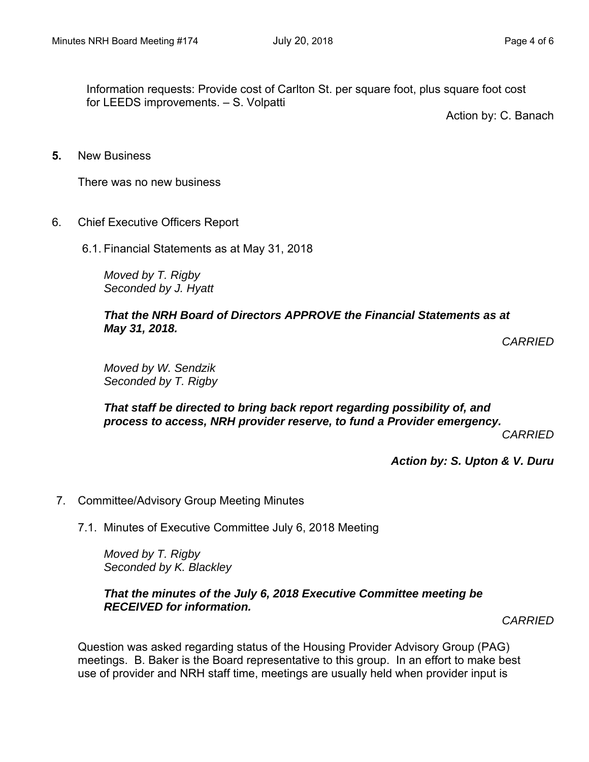Information requests: Provide cost of Carlton St. per square foot, plus square foot cost for LEEDS improvements. – S. Volpatti

Action by: C. Banach

**5.** New Business

There was no new business

6. Chief Executive Officers Report

6.1. Financial Statements as at May 31, 2018

*Moved by T. Rigby*
*Seconded by J. Hyatt*

***That the NRH Board of Directors APPROVE the Financial Statements as at May 31, 2018.***

*CARRIED*

*Moved by W. Sendzik*
*Seconded by T. Rigby*

***That staff be directed to bring back report regarding possibility of, and process to access, NRH provider reserve, to fund a Provider emergency.***

*CARRIED*

***Action by: S. Upton & V. Duru***

7. Committee/Advisory Group Meeting Minutes

7.1. Minutes of Executive Committee July 6, 2018 Meeting

*Moved by T. Rigby*
*Seconded by K. Blackley*

***That the minutes of the July 6, 2018 Executive Committee meeting be RECEIVED for information.***

*CARRIED*

Question was asked regarding status of the Housing Provider Advisory Group (PAG) meetings. B. Baker is the Board representative to this group. In an effort to make best use of provider and NRH staff time, meetings are usually held when provider input is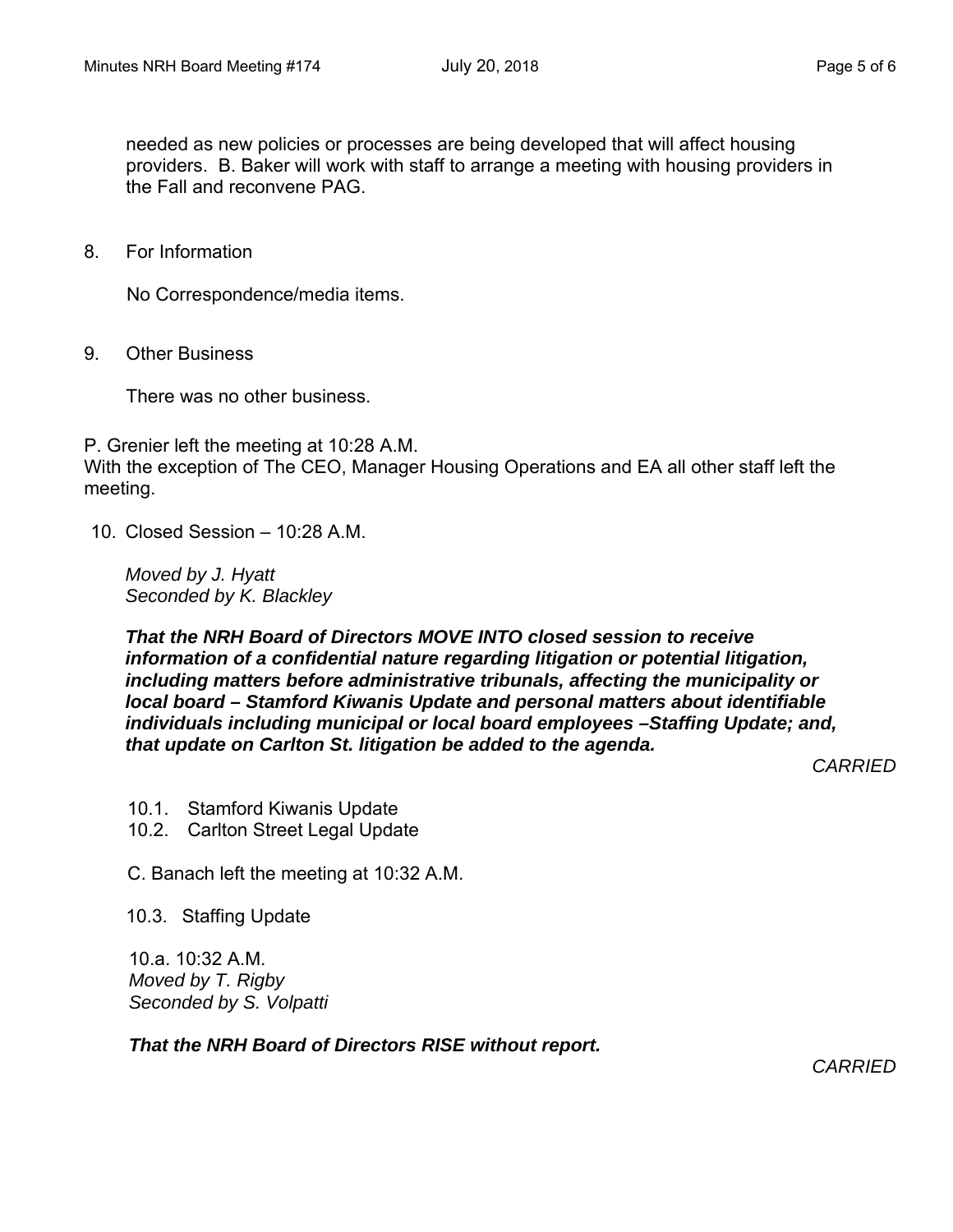needed as new policies or processes are being developed that will affect housing providers. B. Baker will work with staff to arrange a meeting with housing providers in the Fall and reconvene PAG.

8. For Information

   No Correspondence/media items.

9. Other Business

   There was no other business.

P. Grenier left the meeting at 10:28 A.M.
With the exception of The CEO, Manager Housing Operations and EA all other staff left the meeting.

10. Closed Session – 10:28 A.M.

   *Moved by J. Hyatt*
   *Seconded by K. Blackley*

   ***That the NRH Board of Directors MOVE INTO closed session to receive information of a confidential nature regarding litigation or potential litigation, including matters before administrative tribunals, affecting the municipality or local board – Stamford Kiwanis Update and personal matters about identifiable individuals including municipal or local board employees –Staffing Update; and, that update on Carlton St. litigation be added to the agenda.***

   *CARRIED*

   10.1. Stamford Kiwanis Update
   10.2. Carlton Street Legal Update

   C. Banach left the meeting at 10:32 A.M.

   10.3. Staffing Update

   10.a. 10:32 A.M.
   *Moved by T. Rigby*
   *Seconded by S. Volpatti*

   ***That the NRH Board of Directors RISE without report.***

   *CARRIED*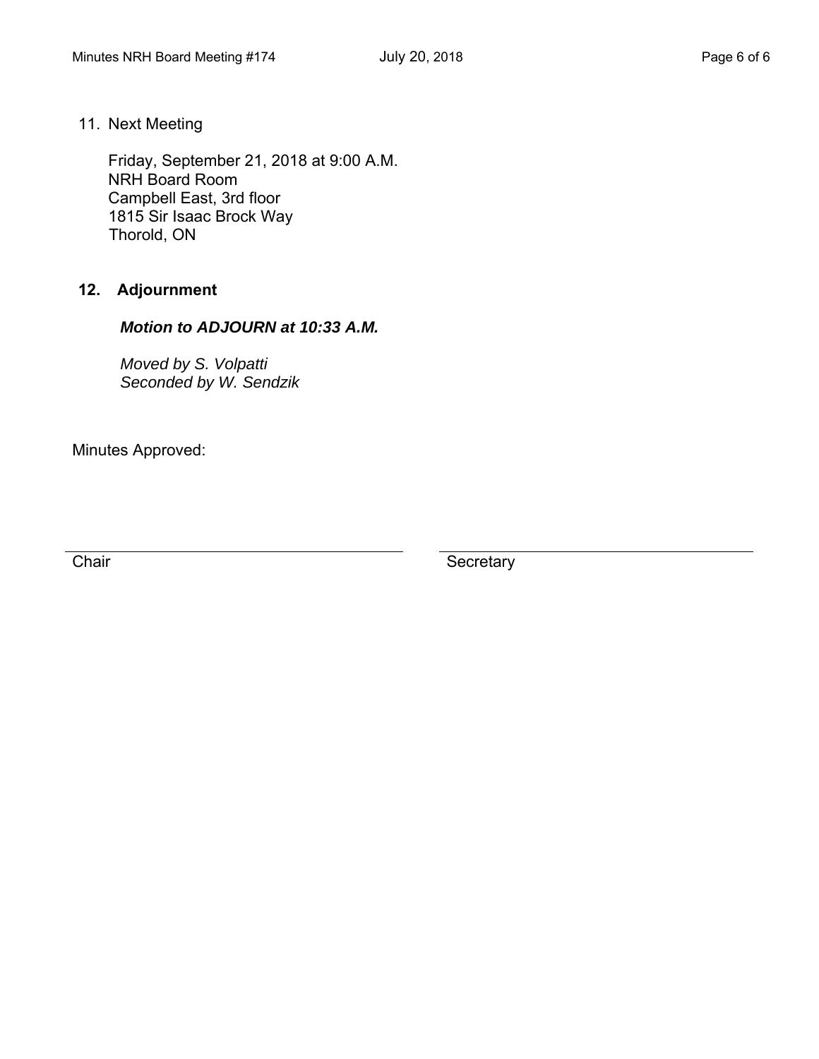11. Next Meeting

    Friday, September 21, 2018 at 9:00 A.M.
    NRH Board Room
    Campbell East, 3rd floor
    1815 Sir Isaac Brock Way
    Thorold, ON

**12. Adjournment**

***Motion to ADJOURN at 10:33 A.M.***

*Moved by S. Volpatti*
*Seconded by W. Sendzik*

Minutes Approved:

| | |
|---|---|
| Chair | Secretary |